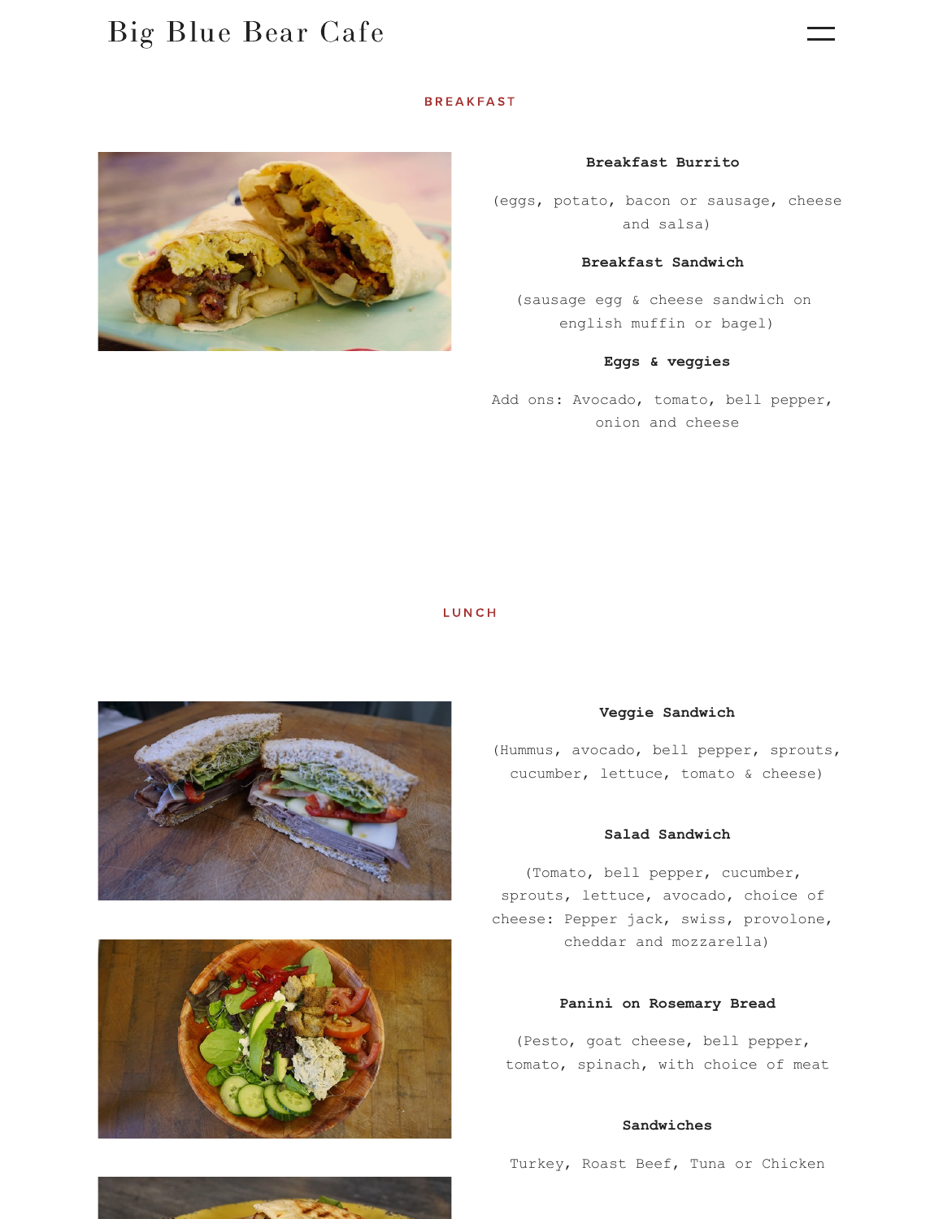# Big Blue Bear Cafe

## BREAKFAST

**Breakfast Burrito**

(eggs, potato, bacon or sausage, cheese and salsa)

**Breakfast Sandwich**

(sausage egg & cheese sandwich on english muffin or bagel)

**Eggs & veggies**

Add ons: Avocado, tomato, bell pepper, onion and cheese

## LUNCH

**Veggie Sandwich**

(Hummus, avocado, bell pepper, sprouts, cucumber, lettuce, tomato & cheese)

**Salad Sandwich**

(Tomato, bell pepper, cucumber, sprouts, lettuce, avocado, choice of cheese: Pepper jack, swiss, provolone, cheddar and mozzarella)

**Panini on Rosemary Bread**

(Pesto, goat cheese, bell pepper, tomato, spinach, with choice of meat

**Sandwiches**

Turkey, Roast Beef, Tuna or Chicken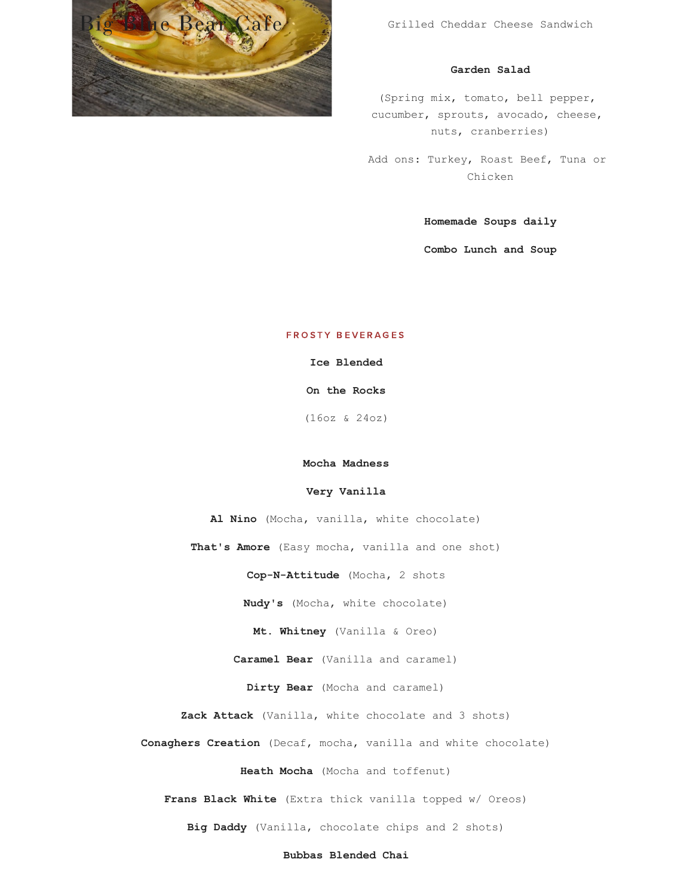Big Blue Bear Cafe

Grilled Cheddar Cheese Sandwich

**Garden Salad**

(Spring mix, tomato, bell pepper, cucumber, sprouts, avocado, cheese, nuts, cranberries)

Add ons: Turkey, Roast Beef, Tuna or Chicken

**Homemade Soups daily**

**Combo Lunch and Soup**

## FROSTY BEVERAGES

**Ice Blended**

**On the Rocks**

(16oz & 24oz)

**Mocha Madness**

**Very Vanilla**

**Al Nino** (Mocha, vanilla, white chocolate)

**That's Amore** (Easy mocha, vanilla and one shot)

**Cop-N-Attitude** (Mocha, 2 shots

**Nudy's** (Mocha, white chocolate)

**Mt. Whitney** (Vanilla & Oreo)

**Caramel Bear** (Vanilla and caramel)

**Dirty Bear** (Mocha and caramel)

**Zack Attack** (Vanilla, white chocolate and 3 shots)

**Conaghers Creation** (Decaf, mocha, vanilla and white chocolate)

**Heath Mocha** (Mocha and toffenut)

**Frans Black White** (Extra thick vanilla topped w/ Oreos)

**Big Daddy** (Vanilla, chocolate chips and 2 shots)

**Bubbas Blended Chai**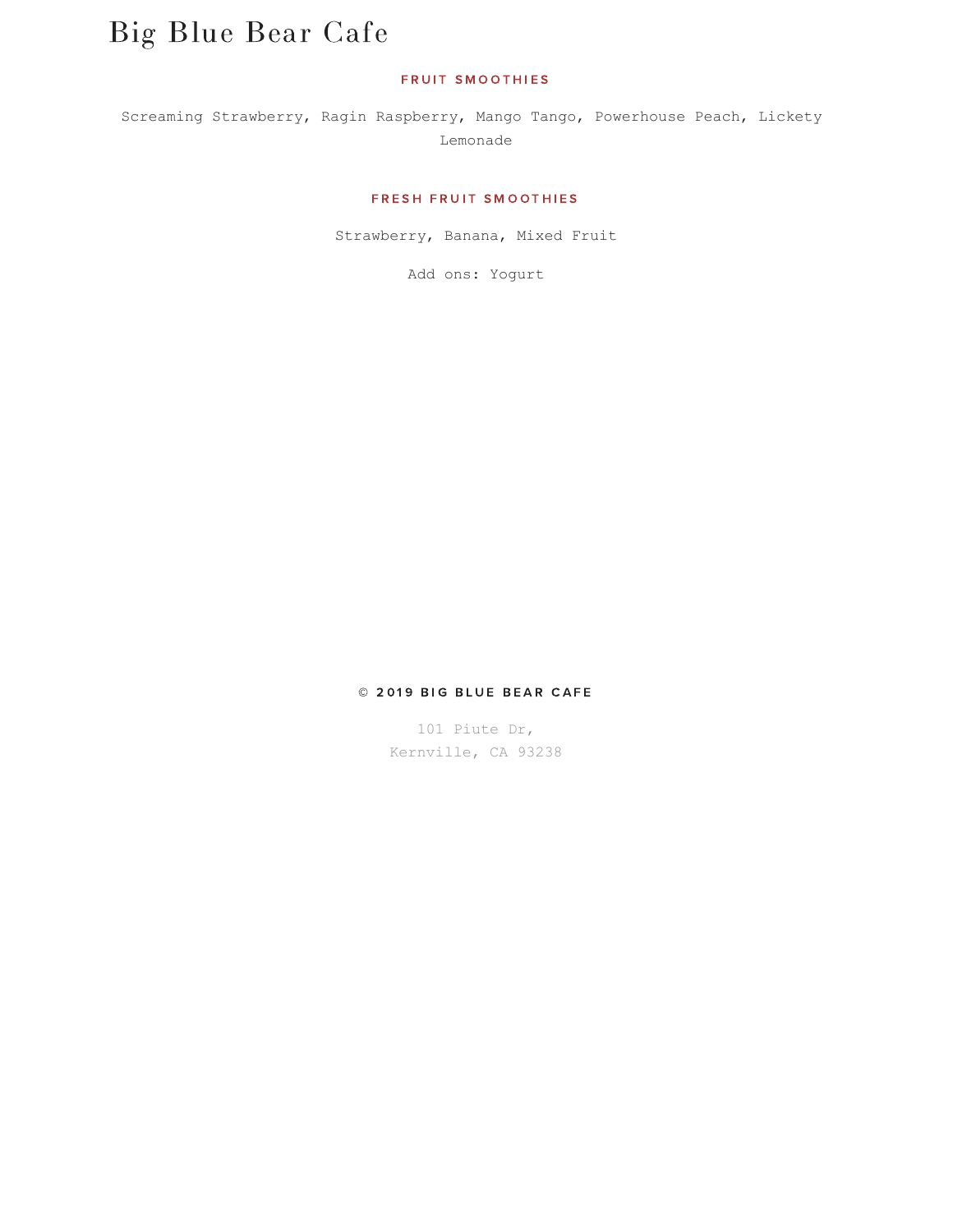# Big Blue Bear Cafe

## FRUIT SMOOTHIES

Screaming Strawberry, Ragin Raspberry, Mango Tango, Powerhouse Peach, Lickety Lemonade

## FRESH FRUIT SMOOTHIES

Strawberry, Banana, Mixed Fruit

Add ons: Yogurt

**© 2019 BIG BLUE BEAR CAFE**

101 Piute Dr,
Kernville, CA 93238